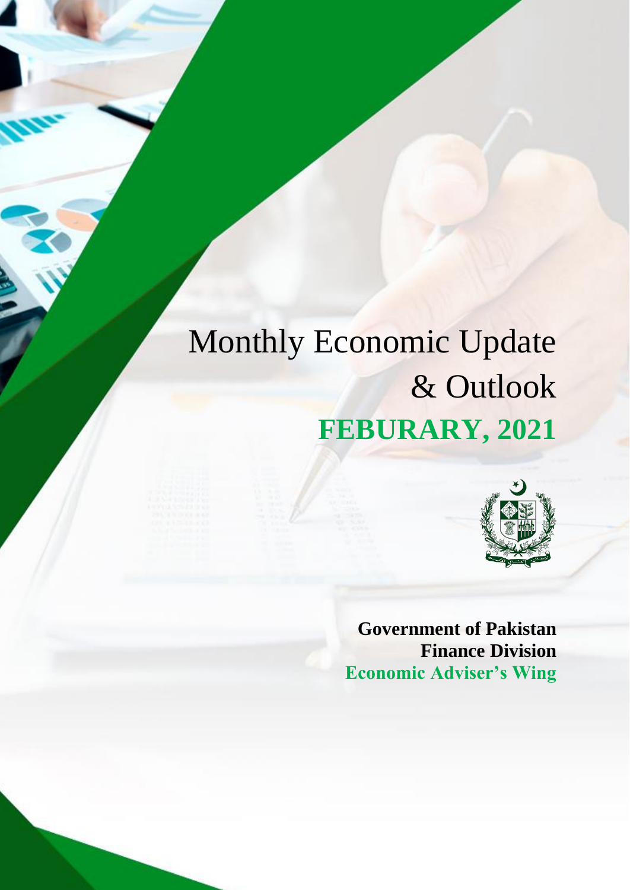# Monthly Economic Update & Outlook

## FEBURARY, 2021

**Government of Pakistan**
**Finance Division**
**Economic Adviser's Wing**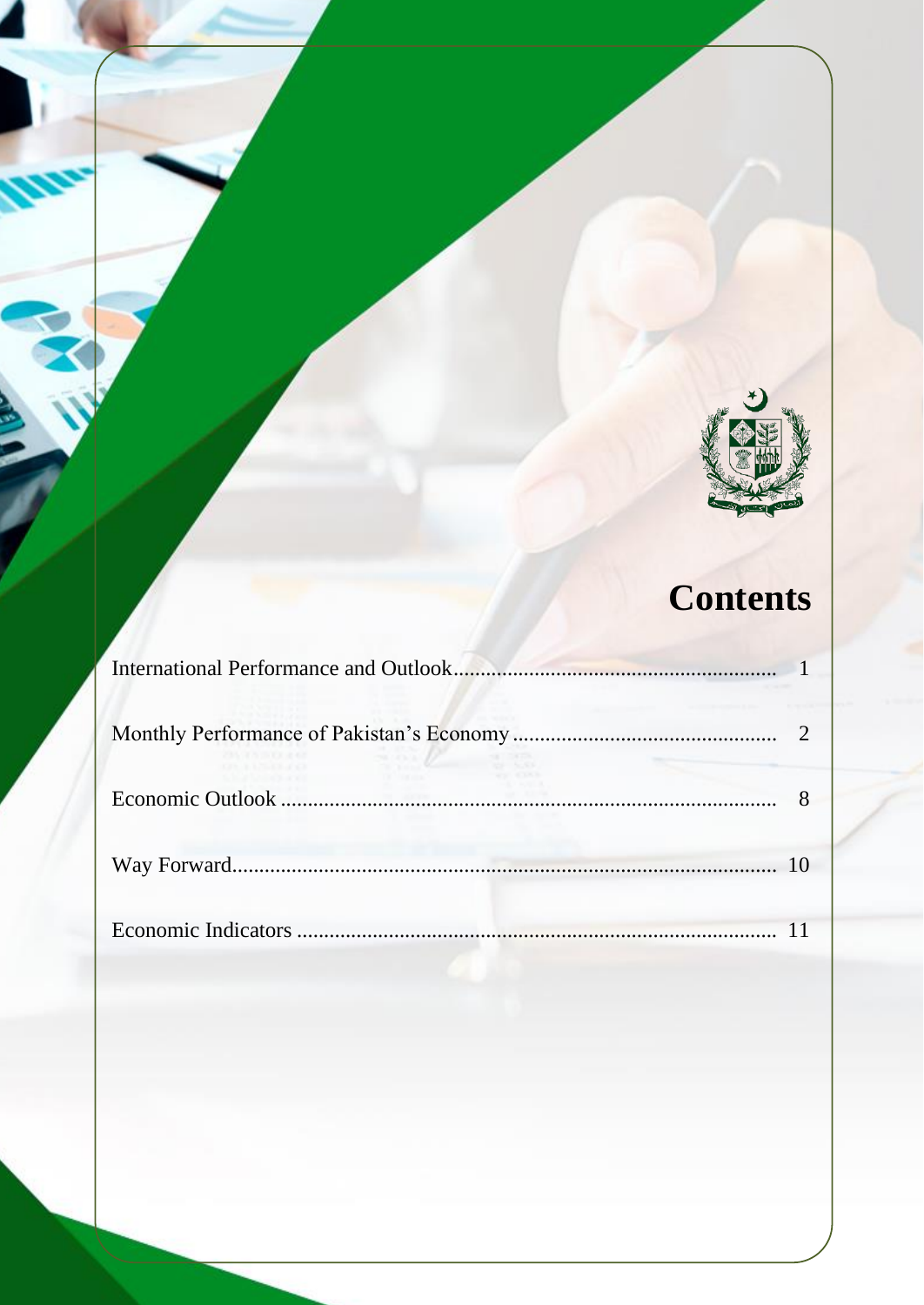# Contents

| | |
|---|---|
| International Performance and Outlook | 1 |
| Monthly Performance of Pakistan's Economy | 2 |
| Economic Outlook | 8 |
| Way Forward | 10 |
| Economic Indicators | 11 |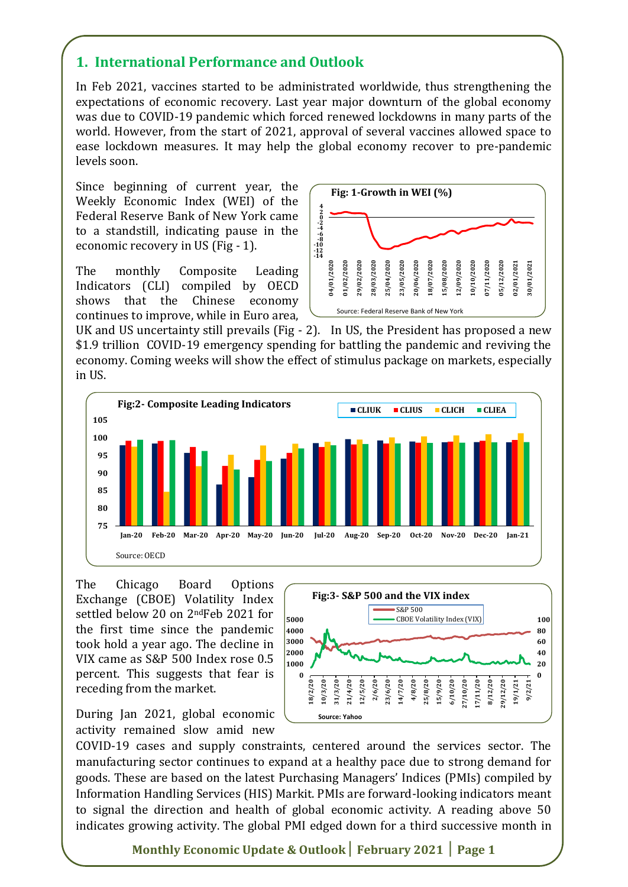## 1. International Performance and Outlook

In Feb 2021, vaccines started to be administrated worldwide, thus strengthening the expectations of economic recovery. Last year major downturn of the global economy was due to COVID-19 pandemic which forced renewed lockdowns in many parts of the world. However, from the start of 2021, approval of several vaccines allowed space to ease lockdown measures. It may help the global economy recover to pre-pandemic levels soon.

Since beginning of current year, the Weekly Economic Index (WEI) of the Federal Reserve Bank of New York came to a standstill, indicating pause in the economic recovery in US (Fig - 1).

**Fig: 1-Growth in WEI (%)**

4
2
0
-2
-4
-6
-8
-10
-12
-14

04/01/2020
01/02/2020
29/02/2020
28/03/2020
25/04/2020
23/05/2020
20/06/2020
18/07/2020
15/08/2020
12/09/2020
10/10/2020
07/11/2020
05/12/2020
02/01/2021
30/01/2021

Source: Federal Reserve Bank of New York

The monthly Composite Leading Indicators (CLI) compiled by OECD shows that the Chinese economy continues to improve, while in Euro area, UK and US uncertainty still prevails (Fig - 2). In US, the President has proposed a new $1.9 trillion COVID-19 emergency spending for battling the pandemic and reviving the economy. Coming weeks will show the effect of stimulus package on markets, especially in US.

**Fig:2- Composite Leading Indicators**

CLIUK
CLIUS
CLICH
CLIEA

105
100
95
90
85
80
75

Jan-20
Feb-20
Mar-20
Apr-20
May-20
Jun-20
Jul-20
Aug-20
Sep-20
Oct-20
Nov-20
Dec-20
Jan-21

Source: OECD

The Chicago Board Options Exchange (CBOE) Volatility Index settled below 20 on 2nd Feb 2021 for the first time since the pandemic took hold a year ago. The decline in VIX came as S&P 500 Index rose 0.5 percent. This suggests that fear is receding from the market.

**Fig:3- S&P 500 and the VIX index**

S&P 500
CBOE Volatility Index (VIX)

5000
4000
3000
2000
1000
0

100
80
60
40
20
0

18/2/20
10/3/20
31/3/20
21/4/20
12/5/20
2/6/20
23/6/20
14/7/20
4/8/20
25/8/20
15/9/20
6/10/20
27/10/20
17/11/20
8/12/20
29/12/20
19/1/21
9/2/21

Source: Yahoo

During Jan 2021, global economic activity remained slow amid new COVID-19 cases and supply constraints, centered around the services sector. The manufacturing sector continues to expand at a healthy pace due to strong demand for goods. These are based on the latest Purchasing Managers' Indices (PMIs) compiled by Information Handling Services (HIS) Markit. PMIs are forward-looking indicators meant to signal the direction and health of global economic activity. A reading above 50 indicates growing activity. The global PMI edged down for a third successive month in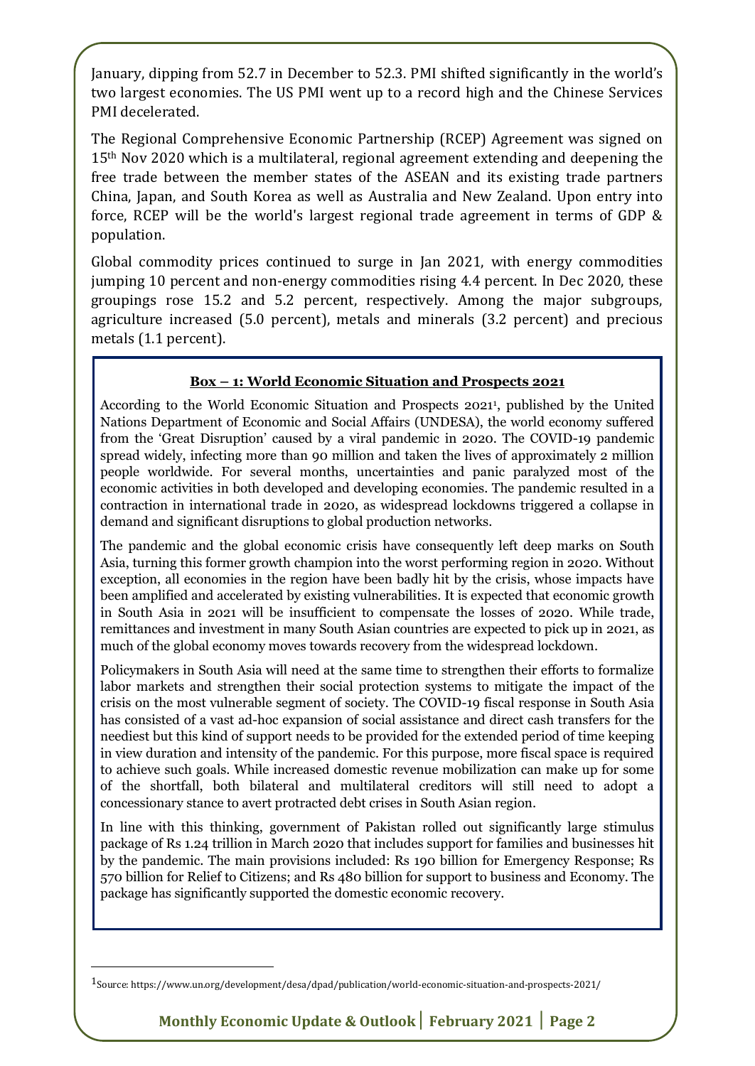January, dipping from 52.7 in December to 52.3. PMI shifted significantly in the world's two largest economies. The US PMI went up to a record high and the Chinese Services PMI decelerated.

The Regional Comprehensive Economic Partnership (RCEP) Agreement was signed on 15th Nov 2020 which is a multilateral, regional agreement extending and deepening the free trade between the member states of the ASEAN and its existing trade partners China, Japan, and South Korea as well as Australia and New Zealand. Upon entry into force, RCEP will be the world's largest regional trade agreement in terms of GDP & population.

Global commodity prices continued to surge in Jan 2021, with energy commodities jumping 10 percent and non-energy commodities rising 4.4 percent. In Dec 2020, these groupings rose 15.2 and 5.2 percent, respectively. Among the major subgroups, agriculture increased (5.0 percent), metals and minerals (3.2 percent) and precious metals (1.1 percent).

**Box – 1: World Economic Situation and Prospects 2021**

According to the World Economic Situation and Prospects 2021[1], published by the United Nations Department of Economic and Social Affairs (UNDESA), the world economy suffered from the 'Great Disruption' caused by a viral pandemic in 2020. The COVID-19 pandemic spread widely, infecting more than 90 million and taken the lives of approximately 2 million people worldwide. For several months, uncertainties and panic paralyzed most of the economic activities in both developed and developing economies. The pandemic resulted in a contraction in international trade in 2020, as widespread lockdowns triggered a collapse in demand and significant disruptions to global production networks.

The pandemic and the global economic crisis have consequently left deep marks on South Asia, turning this former growth champion into the worst performing region in 2020. Without exception, all economies in the region have been badly hit by the crisis, whose impacts have been amplified and accelerated by existing vulnerabilities. It is expected that economic growth in South Asia in 2021 will be insufficient to compensate the losses of 2020. While trade, remittances and investment in many South Asian countries are expected to pick up in 2021, as much of the global economy moves towards recovery from the widespread lockdown.

Policymakers in South Asia will need at the same time to strengthen their efforts to formalize labor markets and strengthen their social protection systems to mitigate the impact of the crisis on the most vulnerable segment of society. The COVID-19 fiscal response in South Asia has consisted of a vast ad-hoc expansion of social assistance and direct cash transfers for the neediest but this kind of support needs to be provided for the extended period of time keeping in view duration and intensity of the pandemic. For this purpose, more fiscal space is required to achieve such goals. While increased domestic revenue mobilization can make up for some of the shortfall, both bilateral and multilateral creditors will still need to adopt a concessionary stance to avert protracted debt crises in South Asian region.

In line with this thinking, government of Pakistan rolled out significantly large stimulus package of Rs 1.24 trillion in March 2020 that includes support for families and businesses hit by the pandemic. The main provisions included: Rs 190 billion for Emergency Response; Rs 570 billion for Relief to Citizens; and Rs 480 billion for support to business and Economy. The package has significantly supported the domestic economic recovery.

[1] Source: https://www.un.org/development/desa/dpad/publication/world-economic-situation-and-prospects-2021/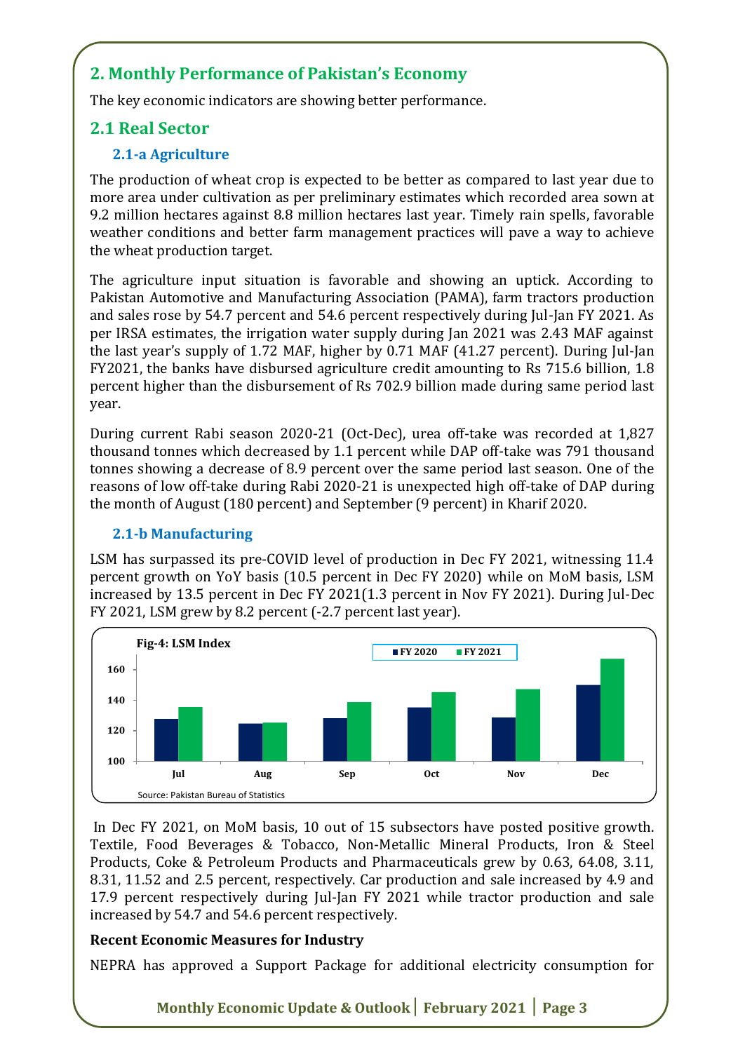## 2. Monthly Performance of Pakistan's Economy

The key economic indicators are showing better performance.

## 2.1 Real Sector

### 2.1-a Agriculture

The production of wheat crop is expected to be better as compared to last year due to more area under cultivation as per preliminary estimates which recorded area sown at 9.2 million hectares against 8.8 million hectares last year. Timely rain spells, favorable weather conditions and better farm management practices will pave a way to achieve the wheat production target.

The agriculture input situation is favorable and showing an uptick. According to Pakistan Automotive and Manufacturing Association (PAMA), farm tractors production and sales rose by 54.7 percent and 54.6 percent respectively during Jul-Jan FY 2021. As per IRSA estimates, the irrigation water supply during Jan 2021 was 2.43 MAF against the last year's supply of 1.72 MAF, higher by 0.71 MAF (41.27 percent). During Jul-Jan FY2021, the banks have disbursed agriculture credit amounting to Rs 715.6 billion, 1.8 percent higher than the disbursement of Rs 702.9 billion made during same period last year.

During current Rabi season 2020-21 (Oct-Dec), urea off-take was recorded at 1,827 thousand tonnes which decreased by 1.1 percent while DAP off-take was 791 thousand tonnes showing a decrease of 8.9 percent over the same period last season. One of the reasons of low off-take during Rabi 2020-21 is unexpected high off-take of DAP during the month of August (180 percent) and September (9 percent) in Kharif 2020.

### 2.1-b Manufacturing

LSM has surpassed its pre-COVID level of production in Dec FY 2021, witnessing 11.4 percent growth on YoY basis (10.5 percent in Dec FY 2020) while on MoM basis, LSM increased by 13.5 percent in Dec FY 2021(1.3 percent in Nov FY 2021). During Jul-Dec FY 2021, LSM grew by 8.2 percent (-2.7 percent last year).

**Fig-4: LSM Index**

FY 2020 FY 2021

160
140
120
100

Jul Aug Sep Oct Nov Dec

Source: Pakistan Bureau of Statistics

In Dec FY 2021, on MoM basis, 10 out of 15 subsectors have posted positive growth. Textile, Food Beverages & Tobacco, Non-Metallic Mineral Products, Iron & Steel Products, Coke & Petroleum Products and Pharmaceuticals grew by 0.63, 64.08, 3.11, 8.31, 11.52 and 2.5 percent, respectively. Car production and sale increased by 4.9 and 17.9 percent respectively during Jul-Jan FY 2021 while tractor production and sale increased by 54.7 and 54.6 percent respectively.

**Recent Economic Measures for Industry**

NEPRA has approved a Support Package for additional electricity consumption for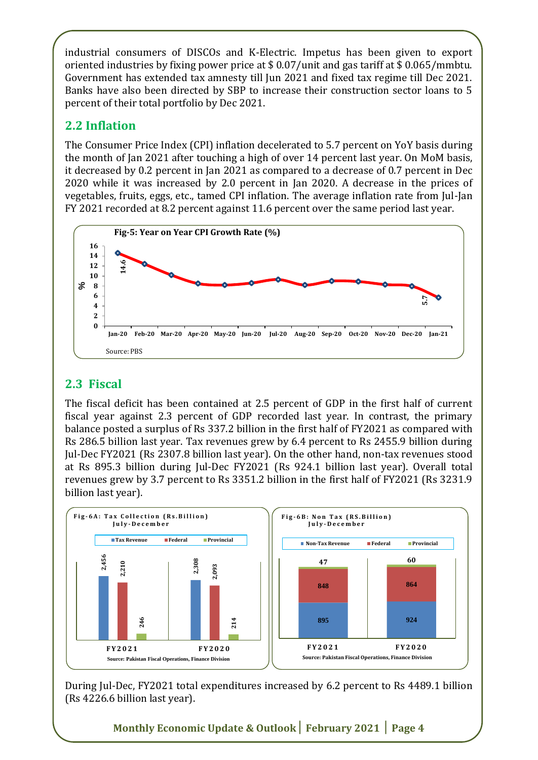industrial consumers of DISCOs and K-Electric. Impetus has been given to export oriented industries by fixing power price at $ 0.07/unit and gas tariff at $ 0.065/mmbtu. Government has extended tax amnesty till Jun 2021 and fixed tax regime till Dec 2021. Banks have also been directed by SBP to increase their construction sector loans to 5 percent of their total portfolio by Dec 2021.

## 2.2 Inflation

The Consumer Price Index (CPI) inflation decelerated to 5.7 percent on YoY basis during the month of Jan 2021 after touching a high of over 14 percent last year. On MoM basis, it decreased by 0.2 percent in Jan 2021 as compared to a decrease of 0.7 percent in Dec 2020 while it was increased by 2.0 percent in Jan 2020. A decrease in the prices of vegetables, fruits, eggs, etc., tamed CPI inflation. The average inflation rate from Jul-Jan FY 2021 recorded at 8.2 percent against 11.6 percent over the same period last year.

**Fig-5: Year on Year CPI Growth Rate (%)**

%

16
14
12
10
8
6
4
2
0

14.6

5.7

Jan-20 Feb-20 Mar-20 Apr-20 May-20 Jun-20 Jul-20 Aug-20 Sep-20 Oct-20 Nov-20 Dec-20 Jan-21

Source: PBS

## 2.3 Fiscal

The fiscal deficit has been contained at 2.5 percent of GDP in the first half of current fiscal year against 2.3 percent of GDP recorded last year. In contrast, the primary balance posted a surplus of Rs 337.2 billion in the first half of FY2021 as compared with Rs 286.5 billion last year. Tax revenues grew by 6.4 percent to Rs 2455.9 billion during Jul-Dec FY2021 (Rs 2307.8 billion last year). On the other hand, non-tax revenues stood at Rs 895.3 billion during Jul-Dec FY2021 (Rs 924.1 billion last year). Overall total revenues grew by 3.7 percent to Rs 3351.2 billion in the first half of FY2021 (Rs 3231.9 billion last year).

**Fig-6A: Tax Collection (Rs.Billion) July-December**

Tax Revenue | Federal | Provincial

FY2021: 2,456 | 2,210 | 246

FY2020: 2,308 | 2,093 | 214

Source: Pakistan Fiscal Operations, Finance Division

**Fig-6B: Non Tax (RS.Billion) July-December**

Non-Tax Revenue | Federal | Provincial

FY2021: 895 | 848 | 47

FY2020: 924 | 864 | 60

Source: Pakistan Fiscal Operations, Finance Division

During Jul-Dec, FY2021 total expenditures increased by 6.2 percent to Rs 4489.1 billion (Rs 4226.6 billion last year).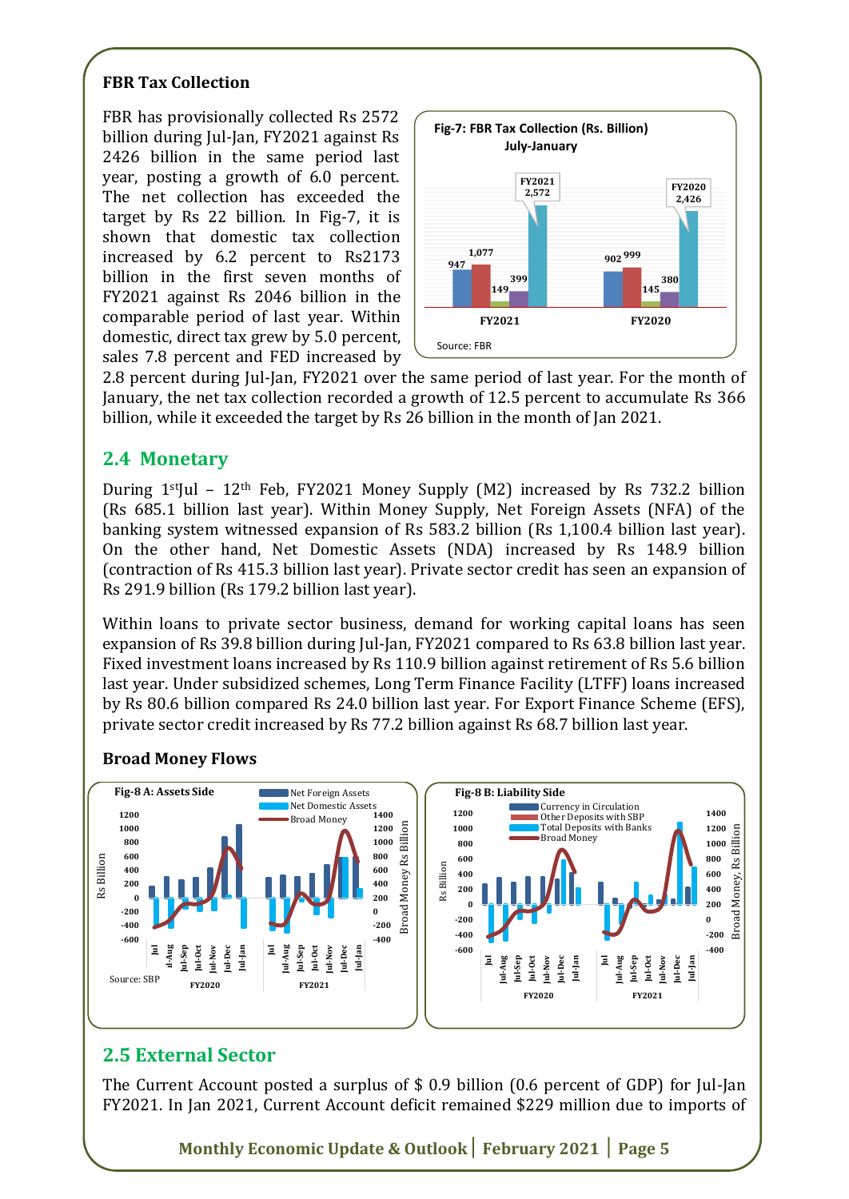**FBR Tax Collection**

FBR has provisionally collected Rs 2572 billion during Jul-Jan, FY2021 against Rs 2426 billion in the same period last year, posting a growth of 6.0 percent. The net collection has exceeded the target by Rs 22 billion. In Fig-7, it is shown that domestic tax collection increased by 6.2 percent to Rs2173 billion in the first seven months of FY2021 against Rs 2046 billion in the comparable period of last year. Within domestic, direct tax grew by 5.0 percent, sales 7.8 percent and FED increased by 2.8 percent during Jul-Jan, FY2021 over the same period of last year. For the month of January, the net tax collection recorded a growth of 12.5 percent to accumulate Rs 366 billion, while it exceeded the target by Rs 26 billion in the month of Jan 2021.

Fig-7: FBR Tax Collection (Rs. Billion) July-January

FY2021 2,572
FY2020 2,426
947
1,077
149
399
902
999
145
380
FY2021
FY2020
Source: FBR

## 2.4 Monetary

During 1st Jul – 12th Feb, FY2021 Money Supply (M2) increased by Rs 732.2 billion (Rs 685.1 billion last year). Within Money Supply, Net Foreign Assets (NFA) of the banking system witnessed expansion of Rs 583.2 billion (Rs 1,100.4 billion last year). On the other hand, Net Domestic Assets (NDA) increased by Rs 148.9 billion (contraction of Rs 415.3 billion last year). Private sector credit has seen an expansion of Rs 291.9 billion (Rs 179.2 billion last year).

Within loans to private sector business, demand for working capital loans has seen expansion of Rs 39.8 billion during Jul-Jan, FY2021 compared to Rs 63.8 billion last year. Fixed investment loans increased by Rs 110.9 billion against retirement of Rs 5.6 billion last year. Under subsidized schemes, Long Term Finance Facility (LTFF) loans increased by Rs 80.6 billion compared Rs 24.0 billion last year. For Export Finance Scheme (EFS), private sector credit increased by Rs 77.2 billion against Rs 68.7 billion last year.

**Broad Money Flows**

Fig-8 A: Assets Side

Net Foreign Assets
Net Domestic Assets
Broad Money
Rs Billion
Broad Money Rs Billion
Jul, Jul-Aug, Jul-Sep, Jul-Oct, Jul-Nov, Jul-Dec, Jul-Jan
FY2020
FY2021
Source: SBP

Fig-8 B: Liability Side

Currency in Circulation
Other Deposits with SBP
Total Deposits with Banks
Broad Money
Rs Billion
Broad Money, Rs Billion
Jul, Jul-Aug, Jul-Sep, Jul-Oct, Jul-Nov, Jul-Dec, Jul-Jan
FY2020
FY2021

## 2.5 External Sector

The Current Account posted a surplus of $ 0.9 billion (0.6 percent of GDP) for Jul-Jan FY2021. In Jan 2021, Current Account deficit remained $229 million due to imports of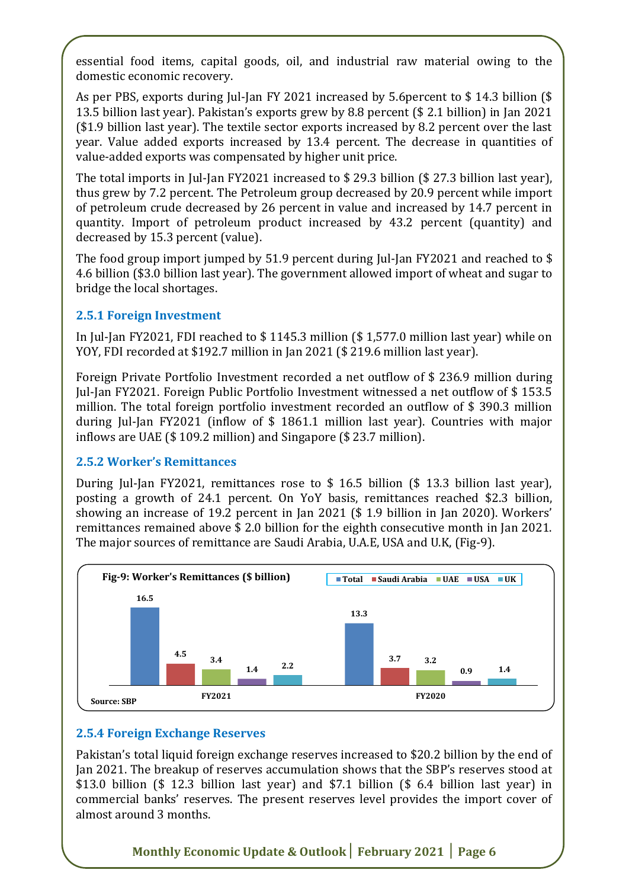essential food items, capital goods, oil, and industrial raw material owing to the domestic economic recovery.

As per PBS, exports during Jul-Jan FY 2021 increased by 5.6percent to $ 14.3 billion ($ 13.5 billion last year). Pakistan's exports grew by 8.8 percent ($ 2.1 billion) in Jan 2021 ($1.9 billion last year). The textile sector exports increased by 8.2 percent over the last year. Value added exports increased by 13.4 percent. The decrease in quantities of value-added exports was compensated by higher unit price.

The total imports in Jul-Jan FY2021 increased to $ 29.3 billion ($ 27.3 billion last year), thus grew by 7.2 percent. The Petroleum group decreased by 20.9 percent while import of petroleum crude decreased by 26 percent in value and increased by 14.7 percent in quantity. Import of petroleum product increased by 43.2 percent (quantity) and decreased by 15.3 percent (value).

The food group import jumped by 51.9 percent during Jul-Jan FY2021 and reached to $ 4.6 billion ($3.0 billion last year). The government allowed import of wheat and sugar to bridge the local shortages.

### 2.5.1 Foreign Investment

In Jul-Jan FY2021, FDI reached to $ 1145.3 million ($ 1,577.0 million last year) while on YOY, FDI recorded at $192.7 million in Jan 2021 ($ 219.6 million last year).

Foreign Private Portfolio Investment recorded a net outflow of $ 236.9 million during Jul-Jan FY2021. Foreign Public Portfolio Investment witnessed a net outflow of $ 153.5 million. The total foreign portfolio investment recorded an outflow of $ 390.3 million during Jul-Jan FY2021 (inflow of $ 1861.1 million last year). Countries with major inflows are UAE ($ 109.2 million) and Singapore ($ 23.7 million).

### 2.5.2 Worker's Remittances

During Jul-Jan FY2021, remittances rose to $ 16.5 billion ($ 13.3 billion last year), posting a growth of 24.1 percent. On YoY basis, remittances reached $2.3 billion, showing an increase of 19.2 percent in Jan 2021 ($ 1.9 billion in Jan 2020). Workers' remittances remained above $ 2.0 billion for the eighth consecutive month in Jan 2021. The major sources of remittance are Saudi Arabia, U.A.E, USA and U.K, (Fig-9).

**Fig-9: Worker's Remittances ($ billion)**

Total, Saudi Arabia, UAE, USA, UK

FY2021: 16.5, 4.5, 3.4, 1.4, 2.2

FY2020: 13.3, 3.7, 3.2, 0.9, 1.4

Source: SBP

### 2.5.4 Foreign Exchange Reserves

Pakistan's total liquid foreign exchange reserves increased to $20.2 billion by the end of Jan 2021. The breakup of reserves accumulation shows that the SBP's reserves stood at $13.0 billion ($ 12.3 billion last year) and $7.1 billion ($ 6.4 billion last year) in commercial banks' reserves. The present reserves level provides the import cover of almost around 3 months.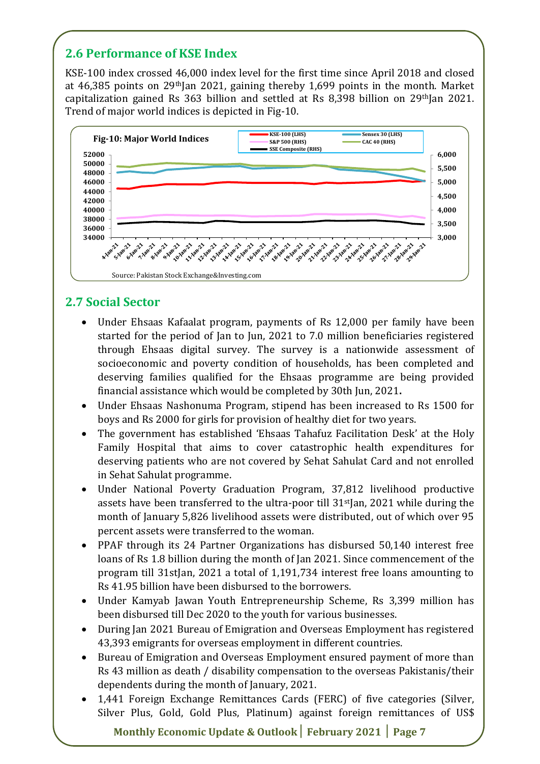## 2.6 Performance of KSE Index

KSE-100 index crossed 46,000 index level for the first time since April 2018 and closed at 46,385 points on 29th Jan 2021, gaining thereby 1,699 points in the month. Market capitalization gained Rs 363 billion and settled at Rs 8,398 billion on 29th Jan 2021. Trend of major world indices is depicted in Fig-10.

Fig-10: Major World Indices

KSE-100 (LHS)
Sensex 30 (LHS)
S&P 500 (RHS)
CAC 40 (RHS)
SSE Composite (RHS)

52000
50000
48000
46000
44000
42000
40000
38000
36000
34000

6,000
5,500
5,000
4,500
4,000
3,500
3,000

4-Jan-21
5-Jan-21
6-Jan-21
7-Jan-21
8-Jan-21
9-Jan-21
10-Jan-21
11-Jan-21
12-Jan-21
13-Jan-21
14-Jan-21
15-Jan-21
16-Jan-21
17-Jan-21
18-Jan-21
19-Jan-21
20-Jan-21
21-Jan-21
22-Jan-21
23-Jan-21
24-Jan-21
25-Jan-21
26-Jan-21
27-Jan-21
28-Jan-21
29-Jan-21

Source: Pakistan Stock Exchange&Investing.com

## 2.7 Social Sector

- Under Ehsaas Kafaalat program, payments of Rs 12,000 per family have been started for the period of Jan to Jun, 2021 to 7.0 million beneficiaries registered through Ehsaas digital survey. The survey is a nationwide assessment of socioeconomic and poverty condition of households, has been completed and deserving families qualified for the Ehsaas programme are being provided financial assistance which would be completed by 30th Jun, 2021**.**
- Under Ehsaas Nashonuma Program, stipend has been increased to Rs 1500 for boys and Rs 2000 for girls for provision of healthy diet for two years.
- The government has established 'Ehsaas Tahafuz Facilitation Desk' at the Holy Family Hospital that aims to cover catastrophic health expenditures for deserving patients who are not covered by Sehat Sahulat Card and not enrolled in Sehat Sahulat programme.
- Under National Poverty Graduation Program, 37,812 livelihood productive assets have been transferred to the ultra-poor till 31st Jan, 2021 while during the month of January 5,826 livelihood assets were distributed, out of which over 95 percent assets were transferred to the woman.
- PPAF through its 24 Partner Organizations has disbursed 50,140 interest free loans of Rs 1.8 billion during the month of Jan 2021. Since commencement of the program till 31stJan, 2021 a total of 1,191,734 interest free loans amounting to Rs 41.95 billion have been disbursed to the borrowers.
- Under Kamyab Jawan Youth Entrepreneurship Scheme, Rs 3,399 million has been disbursed till Dec 2020 to the youth for various businesses.
- During Jan 2021 Bureau of Emigration and Overseas Employment has registered 43,393 emigrants for overseas employment in different countries.
- Bureau of Emigration and Overseas Employment ensured payment of more than Rs 43 million as death / disability compensation to the overseas Pakistanis/their dependents during the month of January, 2021.
- 1,441 Foreign Exchange Remittances Cards (FERC) of five categories (Silver, Silver Plus, Gold, Gold Plus, Platinum) against foreign remittances of US$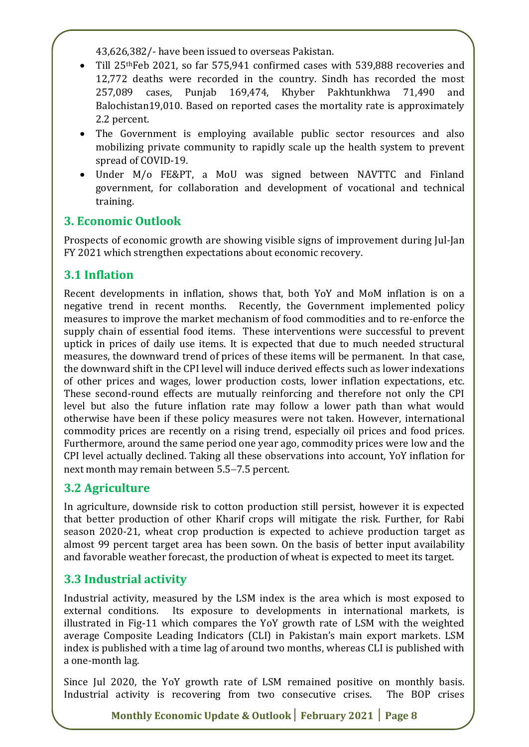43,626,382/- have been issued to overseas Pakistan.

- Till 25th Feb 2021, so far 575,941 confirmed cases with 539,888 recoveries and 12,772 deaths were recorded in the country. Sindh has recorded the most 257,089 cases, Punjab 169,474, Khyber Pakhtunkhwa 71,490 and Balochistan19,010. Based on reported cases the mortality rate is approximately 2.2 percent.
- The Government is employing available public sector resources and also mobilizing private community to rapidly scale up the health system to prevent spread of COVID-19.
- Under M/o FE&PT, a MoU was signed between NAVTTC and Finland government, for collaboration and development of vocational and technical training.

## 3. Economic Outlook

Prospects of economic growth are showing visible signs of improvement during Jul-Jan FY 2021 which strengthen expectations about economic recovery.

### 3.1 Inflation

Recent developments in inflation, shows that, both YoY and MoM inflation is on a negative trend in recent months. Recently, the Government implemented policy measures to improve the market mechanism of food commodities and to re-enforce the supply chain of essential food items. These interventions were successful to prevent uptick in prices of daily use items. It is expected that due to much needed structural measures, the downward trend of prices of these items will be permanent. In that case, the downward shift in the CPI level will induce derived effects such as lower indexations of other prices and wages, lower production costs, lower inflation expectations, etc. These second-round effects are mutually reinforcing and therefore not only the CPI level but also the future inflation rate may follow a lower path than what would otherwise have been if these policy measures were not taken. However, international commodity prices are recently on a rising trend, especially oil prices and food prices. Furthermore, around the same period one year ago, commodity prices were low and the CPI level actually declined. Taking all these observations into account, YoY inflation for next month may remain between 5.5–7.5 percent.

### 3.2 Agriculture

In agriculture, downside risk to cotton production still persist, however it is expected that better production of other Kharif crops will mitigate the risk. Further, for Rabi season 2020-21, wheat crop production is expected to achieve production target as almost 99 percent target area has been sown. On the basis of better input availability and favorable weather forecast, the production of wheat is expected to meet its target.

### 3.3 Industrial activity

Industrial activity, measured by the LSM index is the area which is most exposed to external conditions. Its exposure to developments in international markets, is illustrated in Fig-11 which compares the YoY growth rate of LSM with the weighted average Composite Leading Indicators (CLI) in Pakistan's main export markets. LSM index is published with a time lag of around two months, whereas CLI is published with a one-month lag.

Since Jul 2020, the YoY growth rate of LSM remained positive on monthly basis. Industrial activity is recovering from two consecutive crises. The BOP crises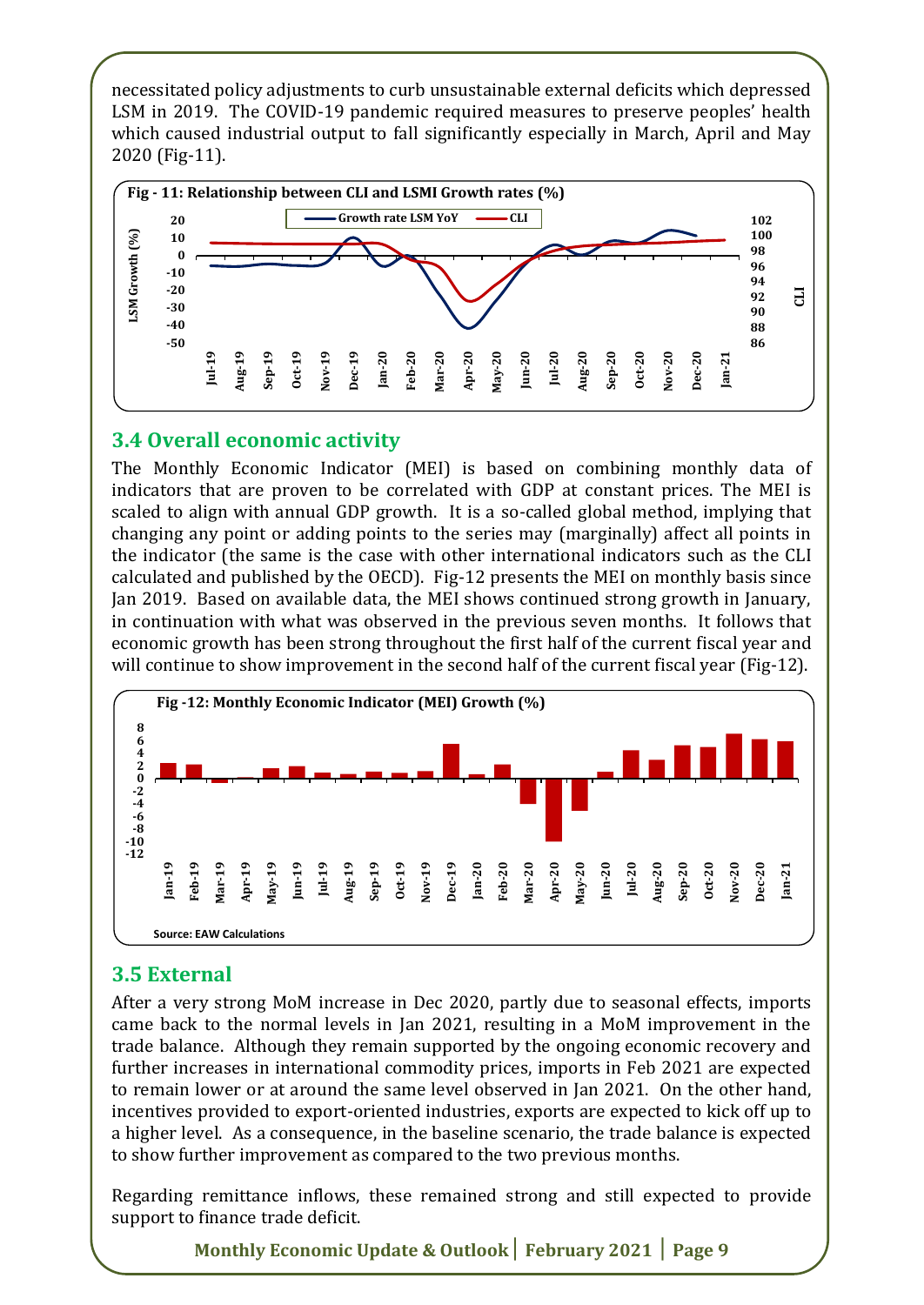necessitated policy adjustments to curb unsustainable external deficits which depressed LSM in 2019. The COVID-19 pandemic required measures to preserve peoples' health which caused industrial output to fall significantly especially in March, April and May 2020 (Fig-11).

**Fig - 11: Relationship between CLI and LSMI Growth rates (%)**

## 3.4 Overall economic activity

The Monthly Economic Indicator (MEI) is based on combining monthly data of indicators that are proven to be correlated with GDP at constant prices. The MEI is scaled to align with annual GDP growth. It is a so-called global method, implying that changing any point or adding points to the series may (marginally) affect all points in the indicator (the same is the case with other international indicators such as the CLI calculated and published by the OECD). Fig-12 presents the MEI on monthly basis since Jan 2019. Based on available data, the MEI shows continued strong growth in January, in continuation with what was observed in the previous seven months. It follows that economic growth has been strong throughout the first half of the current fiscal year and will continue to show improvement in the second half of the current fiscal year (Fig-12).

**Fig -12: Monthly Economic Indicator (MEI) Growth (%)**

Source: EAW Calculations

## 3.5 External

After a very strong MoM increase in Dec 2020, partly due to seasonal effects, imports came back to the normal levels in Jan 2021, resulting in a MoM improvement in the trade balance. Although they remain supported by the ongoing economic recovery and further increases in international commodity prices, imports in Feb 2021 are expected to remain lower or at around the same level observed in Jan 2021. On the other hand, incentives provided to export-oriented industries, exports are expected to kick off up to a higher level. As a consequence, in the baseline scenario, the trade balance is expected to show further improvement as compared to the two previous months.

Regarding remittance inflows, these remained strong and still expected to provide support to finance trade deficit.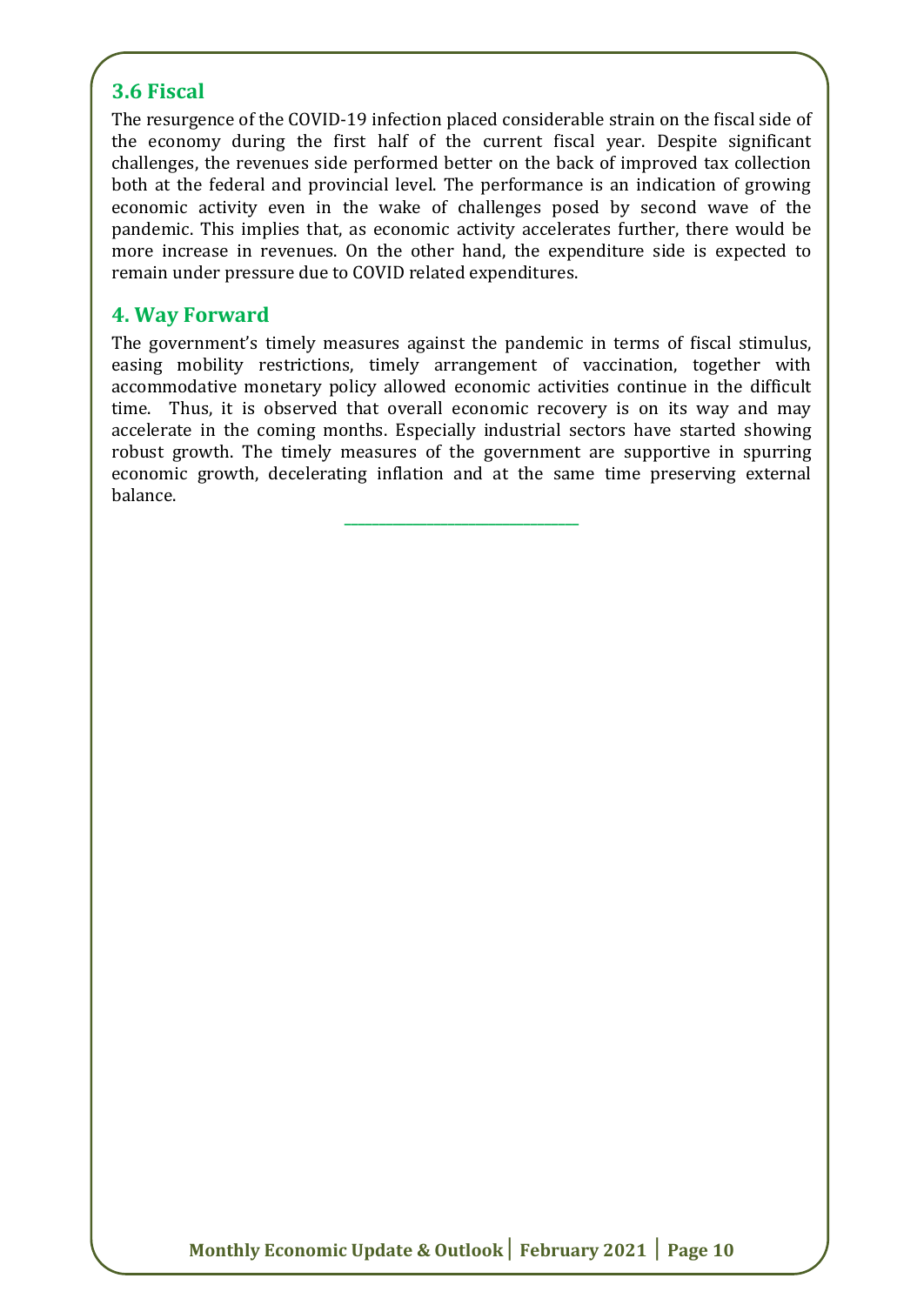### 3.6 Fiscal

The resurgence of the COVID-19 infection placed considerable strain on the fiscal side of the economy during the first half of the current fiscal year. Despite significant challenges, the revenues side performed better on the back of improved tax collection both at the federal and provincial level. The performance is an indication of growing economic activity even in the wake of challenges posed by second wave of the pandemic. This implies that, as economic activity accelerates further, there would be more increase in revenues. On the other hand, the expenditure side is expected to remain under pressure due to COVID related expenditures.

## 4. Way Forward

The government's timely measures against the pandemic in terms of fiscal stimulus, easing mobility restrictions, timely arrangement of vaccination, together with accommodative monetary policy allowed economic activities continue in the difficult time. Thus, it is observed that overall economic recovery is on its way and may accelerate in the coming months. Especially industrial sectors have started showing robust growth. The timely measures of the government are supportive in spurring economic growth, decelerating inflation and at the same time preserving external balance.

---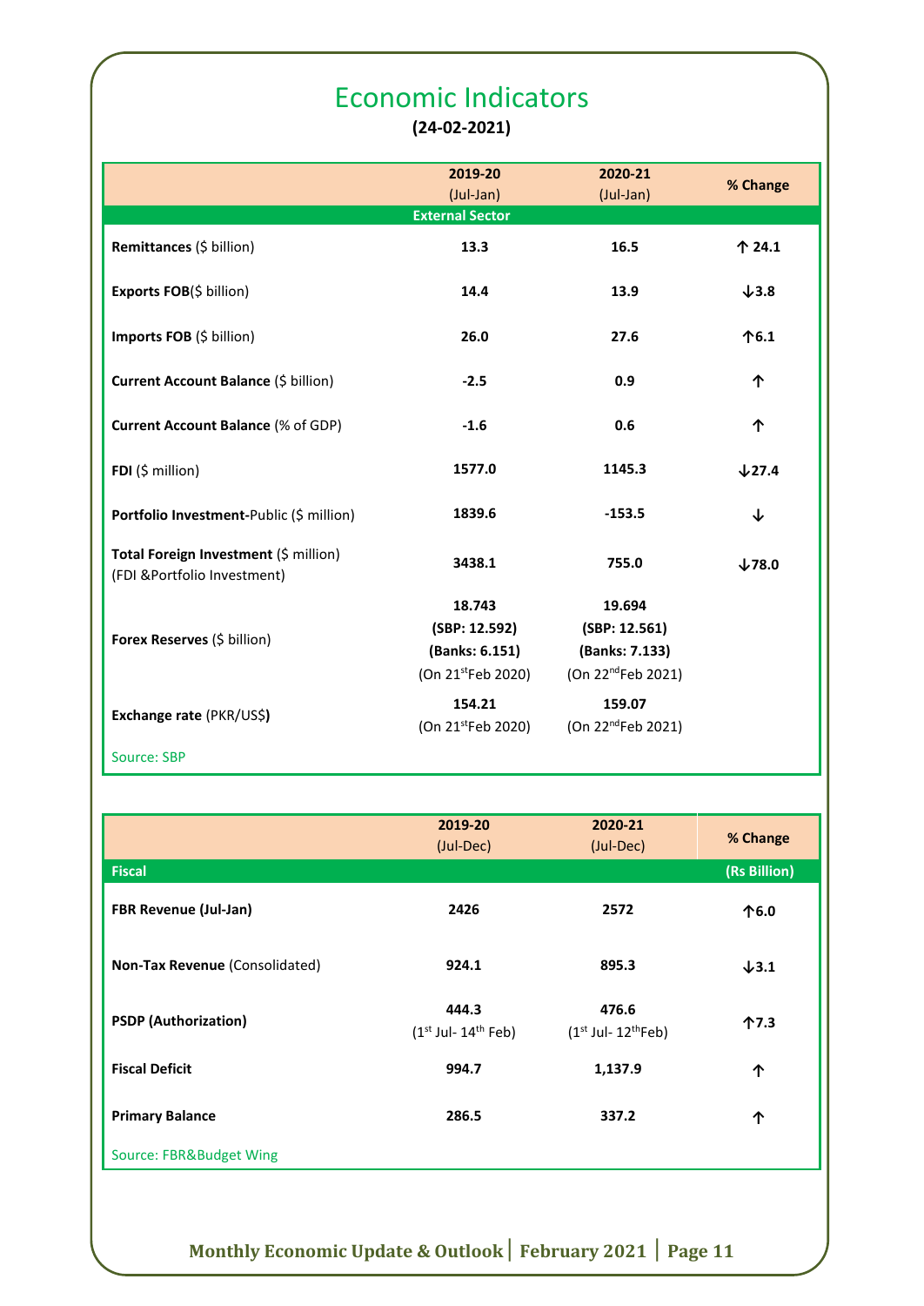# Economic Indicators

**(24-02-2021)**

| | 2019-20 (Jul-Jan) | 2020-21 (Jul-Jan) | % Change |
|---|---|---|---|
| **External Sector** | | | |
| **Remittances** ($ billion) | **13.3** | **16.5** | **↑ 24.1** |
| **Exports FOB**($ billion) | **14.4** | **13.9** | **↓3.8** |
| **Imports FOB** ($ billion) | **26.0** | **27.6** | **↑6.1** |
| **Current Account Balance** ($ billion) | **-2.5** | **0.9** | **↑** |
| **Current Account Balance** (% of GDP) | **-1.6** | **0.6** | **↑** |
| **FDI** ($ million) | **1577.0** | **1145.3** | **↓27.4** |
| **Portfolio Investment**-Public ($ million) | **1839.6** | **-153.5** | **↓** |
| **Total Foreign Investment** ($ million) (FDI &Portfolio Investment) | **3438.1** | **755.0** | **↓78.0** |
| **Forex Reserves** ($ billion) | **18.743** **(SBP: 12.592)** **(Banks: 6.151)** (On 21st Feb 2020) | **19.694** **(SBP: 12.561)** **(Banks: 7.133)** (On 22nd Feb 2021) | |
| **Exchange rate** (PKR/US$) | **154.21** (On 21st Feb 2020) | **159.07** (On 22nd Feb 2021) | |

Source: SBP

| | 2019-20 (Jul-Dec) | 2020-21 (Jul-Dec) | % Change |
|---|---|---|---|
| **Fiscal** | | | **(Rs Billion)** |
| **FBR Revenue (Jul-Jan)** | **2426** | **2572** | **↑6.0** |
| **Non-Tax Revenue** (Consolidated) | **924.1** | **895.3** | **↓3.1** |
| **PSDP (Authorization)** | **444.3** (1st Jul- 14th Feb) | **476.6** (1st Jul- 12th Feb) | **↑7.3** |
| **Fiscal Deficit** | **994.7** | **1,137.9** | **↑** |
| **Primary Balance** | **286.5** | **337.2** | **↑** |

Source: FBR&Budget Wing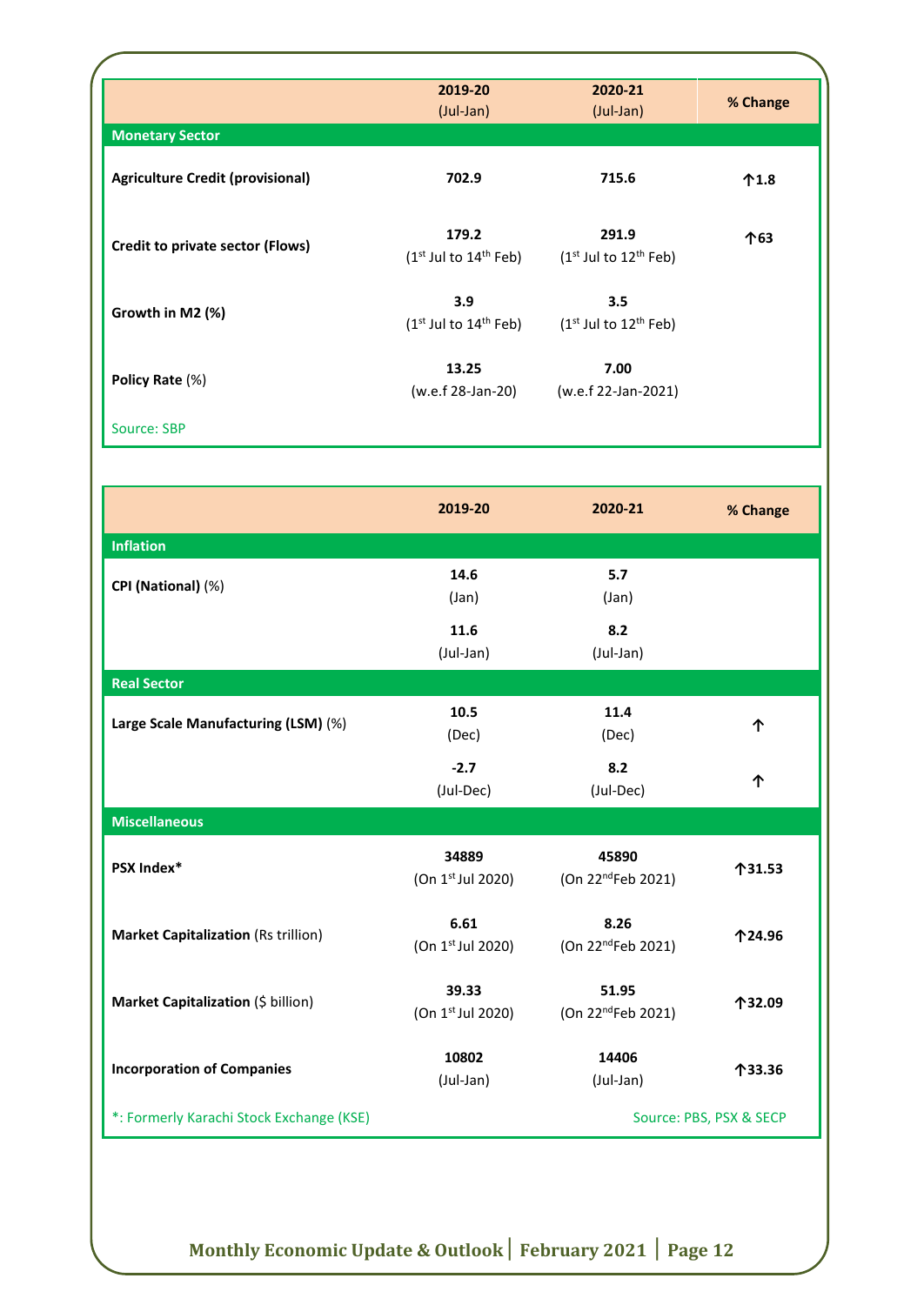| | 2019-20 (Jul-Jan) | 2020-21 (Jul-Jan) | % Change |
|---|---|---|---|
| **Monetary Sector** | | | |
| **Agriculture Credit (provisional)** | **702.9** | **715.6** | **↑1.8** |
| **Credit to private sector (Flows)** | **179.2** (1st Jul to 14th Feb) | **291.9** (1st Jul to 12th Feb) | **↑63** |
| **Growth in M2 (%)** | **3.9** (1st Jul to 14th Feb) | **3.5** (1st Jul to 12th Feb) | |
| **Policy Rate** (%) | **13.25** (w.e.f 28-Jan-20) | **7.00** (w.e.f 22-Jan-2021) | |

Source: SBP

| | 2019-20 | 2020-21 | % Change |
|---|---|---|---|
| **Inflation** | | | |
| **CPI (National)** (%) | **14.6** (Jan) | **5.7** (Jan) | |
| | **11.6** (Jul-Jan) | **8.2** (Jul-Jan) | |
| **Real Sector** | | | |
| **Large Scale Manufacturing (LSM)** (%) | **10.5** (Dec) | **11.4** (Dec) | ↑ |
| | **-2.7** (Jul-Dec) | **8.2** (Jul-Dec) | ↑ |
| **Miscellaneous** | | | |
| **PSX Index*** | **34889** (On 1st Jul 2020) | **45890** (On 22nd Feb 2021) | **↑31.53** |
| **Market Capitalization** (Rs trillion) | **6.61** (On 1st Jul 2020) | **8.26** (On 22nd Feb 2021) | **↑24.96** |
| **Market Capitalization** ($ billion) | **39.33** (On 1st Jul 2020) | **51.95** (On 22nd Feb 2021) | **↑32.09** |
| **Incorporation of Companies** | **10802** (Jul-Jan) | **14406** (Jul-Jan) | **↑33.36** |

*: Formerly Karachi Stock Exchange (KSE)

Source: PBS, PSX & SECP